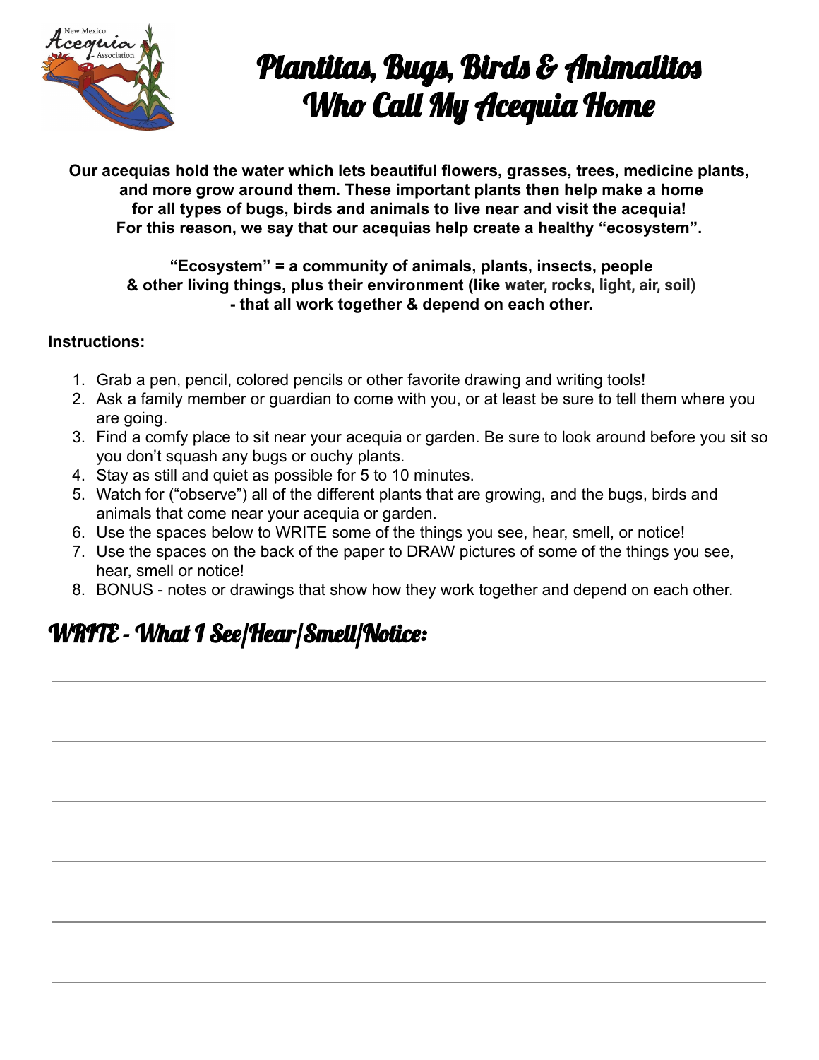New Mexico Acequia Association

# Plantitas, Bugs, Birds & Animalitos Who Call My Acequia Home

**Our acequias hold the water which lets beautiful flowers, grasses, trees, medicine plants, and more grow around them. These important plants then help make a home for all types of bugs, birds and animals to live near and visit the acequia! For this reason, we say that our acequias help create a healthy "ecosystem".**

**"Ecosystem" = a community of animals, plants, insects, people & other living things, plus their environment (like water, rocks, light, air, soil) - that all work together & depend on each other.**

**Instructions:**

1. Grab a pen, pencil, colored pencils or other favorite drawing and writing tools!
2. Ask a family member or guardian to come with you, or at least be sure to tell them where you are going.
3. Find a comfy place to sit near your acequia or garden. Be sure to look around before you sit so you don't squash any bugs or ouchy plants.
4. Stay as still and quiet as possible for 5 to 10 minutes.
5. Watch for ("observe") all of the different plants that are growing, and the bugs, birds and animals that come near your acequia or garden.
6. Use the spaces below to WRITE some of the things you see, hear, smell, or notice!
7. Use the spaces on the back of the paper to DRAW pictures of some of the things you see, hear, smell or notice!
8. BONUS - notes or drawings that show how they work together and depend on each other.

## WRITE - What I See/Hear/Smell/Notice:

______________________________________________

______________________________________________

______________________________________________

______________________________________________

______________________________________________

______________________________________________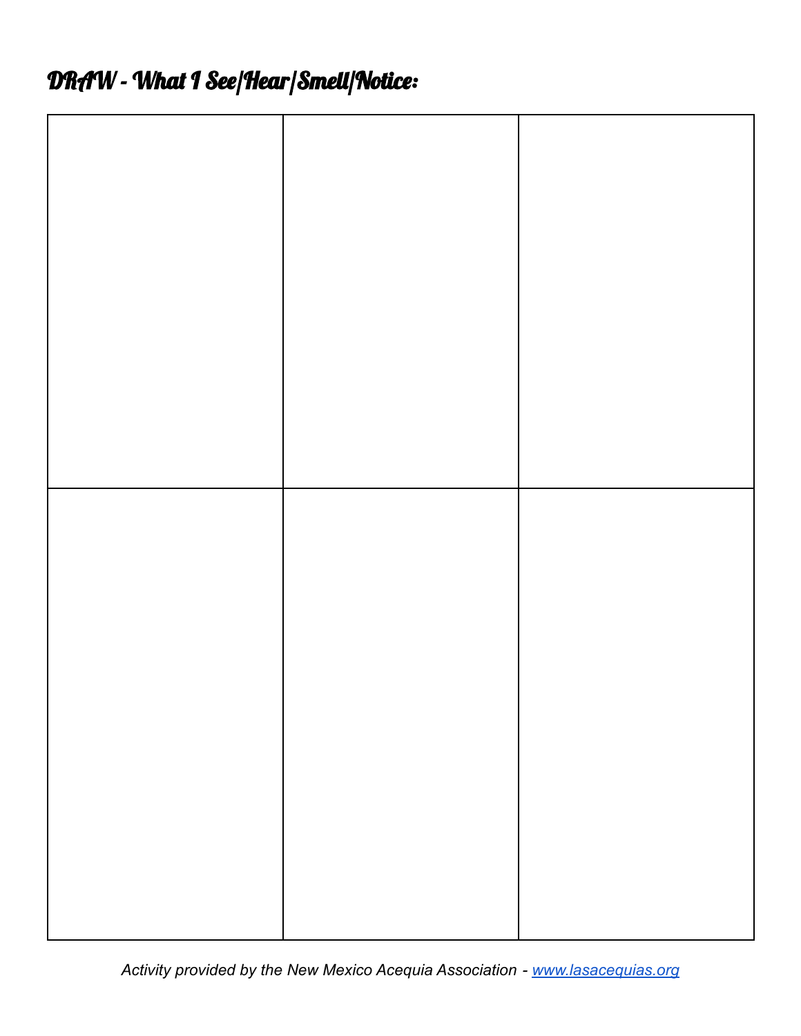## DRAW - What I See/Hear/Smell/Notice:

| | | |
|---|---|---|
| | | |
| | | |

*Activity provided by the New Mexico Acequia Association - [www.lasacequias.org](http://www.lasacequias.org)*